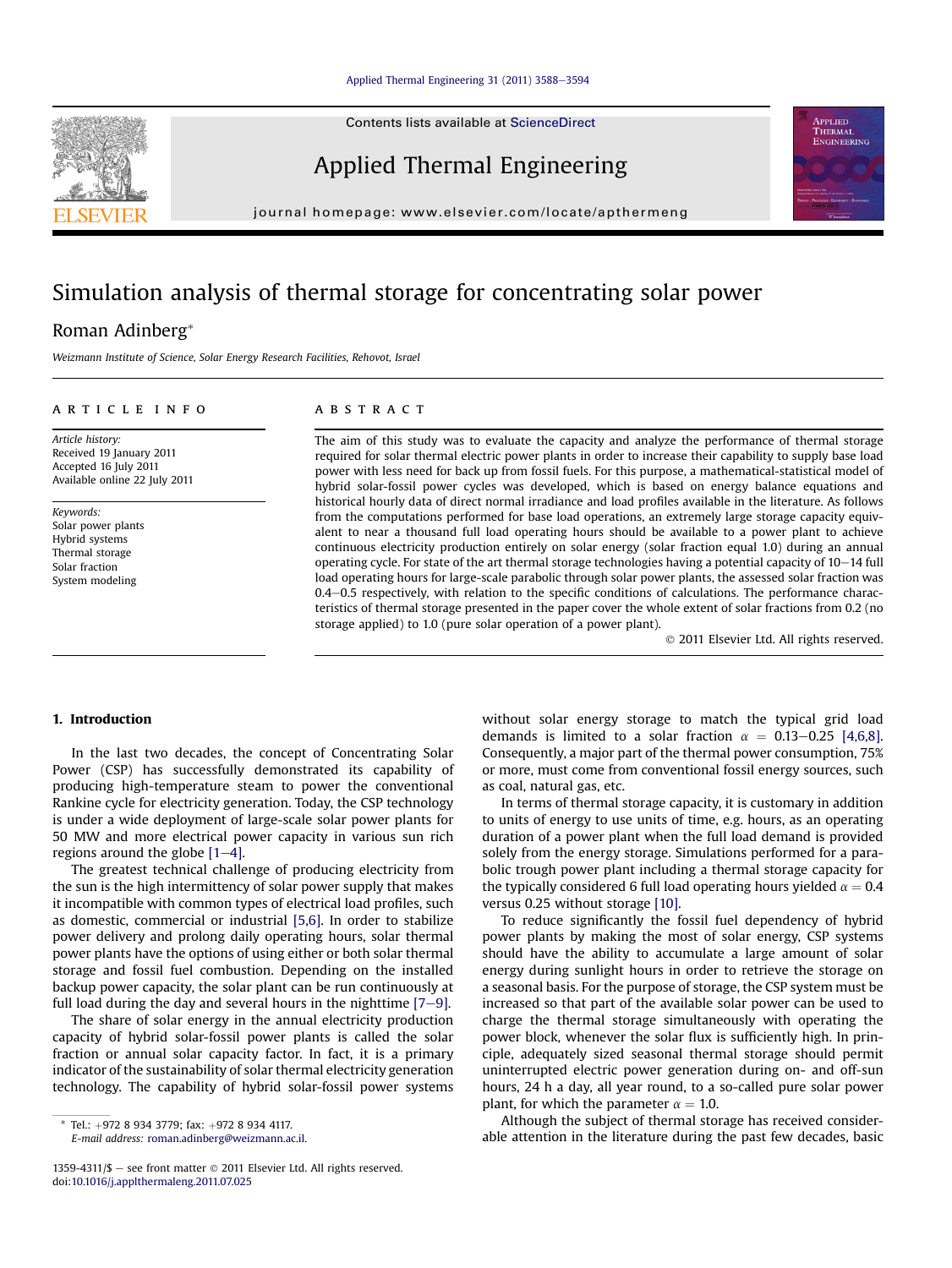# Simulation analysis of thermal storage for concentrating solar power

Roman Adinberg*

*Weizmann Institute of Science, Solar Energy Research Facilities, Rehovot, Israel*

## ARTICLE INFO

*Article history:*
Received 19 January 2011
Accepted 16 July 2011
Available online 22 July 2011

*Keywords:*
Solar power plants
Hybrid systems
Thermal storage
Solar fraction
System modeling

## ABSTRACT

The aim of this study was to evaluate the capacity and analyze the performance of thermal storage required for solar thermal electric power plants in order to increase their capability to supply base load power with less need for back up from fossil fuels. For this purpose, a mathematical-statistical model of hybrid solar-fossil power cycles was developed, which is based on energy balance equations and historical hourly data of direct normal irradiance and load profiles available in the literature. As follows from the computations performed for base load operations, an extremely large storage capacity equivalent to near a thousand full load operating hours should be available to a power plant to achieve continuous electricity production entirely on solar energy (solar fraction equal 1.0) during an annual operating cycle. For state of the art thermal storage technologies having a potential capacity of 10–14 full load operating hours for large-scale parabolic through solar power plants, the assessed solar fraction was 0.4–0.5 respectively, with relation to the specific conditions of calculations. The performance characteristics of thermal storage presented in the paper cover the whole extent of solar fractions from 0.2 (no storage applied) to 1.0 (pure solar operation of a power plant).

© 2011 Elsevier Ltd. All rights reserved.

## 1. Introduction

In the last two decades, the concept of Concentrating Solar Power (CSP) has successfully demonstrated its capability of producing high-temperature steam to power the conventional Rankine cycle for electricity generation. Today, the CSP technology is under a wide deployment of large-scale solar power plants for 50 MW and more electrical power capacity in various sun rich regions around the globe [1–4].

The greatest technical challenge of producing electricity from the sun is the high intermittency of solar power supply that makes it incompatible with common types of electrical load profiles, such as domestic, commercial or industrial [5,6]. In order to stabilize power delivery and prolong daily operating hours, solar thermal power plants have the options of using either or both solar thermal storage and fossil fuel combustion. Depending on the installed backup power capacity, the solar plant can be run continuously at full load during the day and several hours in the nighttime [7–9].

The share of solar energy in the annual electricity production capacity of hybrid solar-fossil power plants is called the solar fraction or annual solar capacity factor. In fact, it is a primary indicator of the sustainability of solar thermal electricity generation technology. The capability of hybrid solar-fossil power systems without solar energy storage to match the typical grid load demands is limited to a solar fraction $\alpha = 0.13–0.25$ [4,6,8]. Consequently, a major part of the thermal power consumption, 75% or more, must come from conventional fossil energy sources, such as coal, natural gas, etc.

In terms of thermal storage capacity, it is customary in addition to units of energy to use units of time, e.g. hours, as an operating duration of a power plant when the full load demand is provided solely from the energy storage. Simulations performed for a parabolic trough power plant including a thermal storage capacity for the typically considered 6 full load operating hours yielded $\alpha = 0.4$ versus 0.25 without storage [10].

To reduce significantly the fossil fuel dependency of hybrid power plants by making the most of solar energy, CSP systems should have the ability to accumulate a large amount of solar energy during sunlight hours in order to retrieve the storage on a seasonal basis. For the purpose of storage, the CSP system must be increased so that part of the available solar power can be used to charge the thermal storage simultaneously with operating the power block, whenever the solar flux is sufficiently high. In principle, adequately sized seasonal thermal storage should permit uninterrupted electric power generation during on- and off-sun hours, 24 h a day, all year round, to a so-called pure solar power plant, for which the parameter $\alpha = 1.0$.

Although the subject of thermal storage has received considerable attention in the literature during the past few decades, basic

---

* Tel.: +972 8 934 3779; fax: +972 8 934 4117.
*E-mail address:* roman.adinberg@weizmann.ac.il.

1359-4311/$ – see front matter © 2011 Elsevier Ltd. All rights reserved.
doi:10.1016/j.applthermaleng.2011.07.025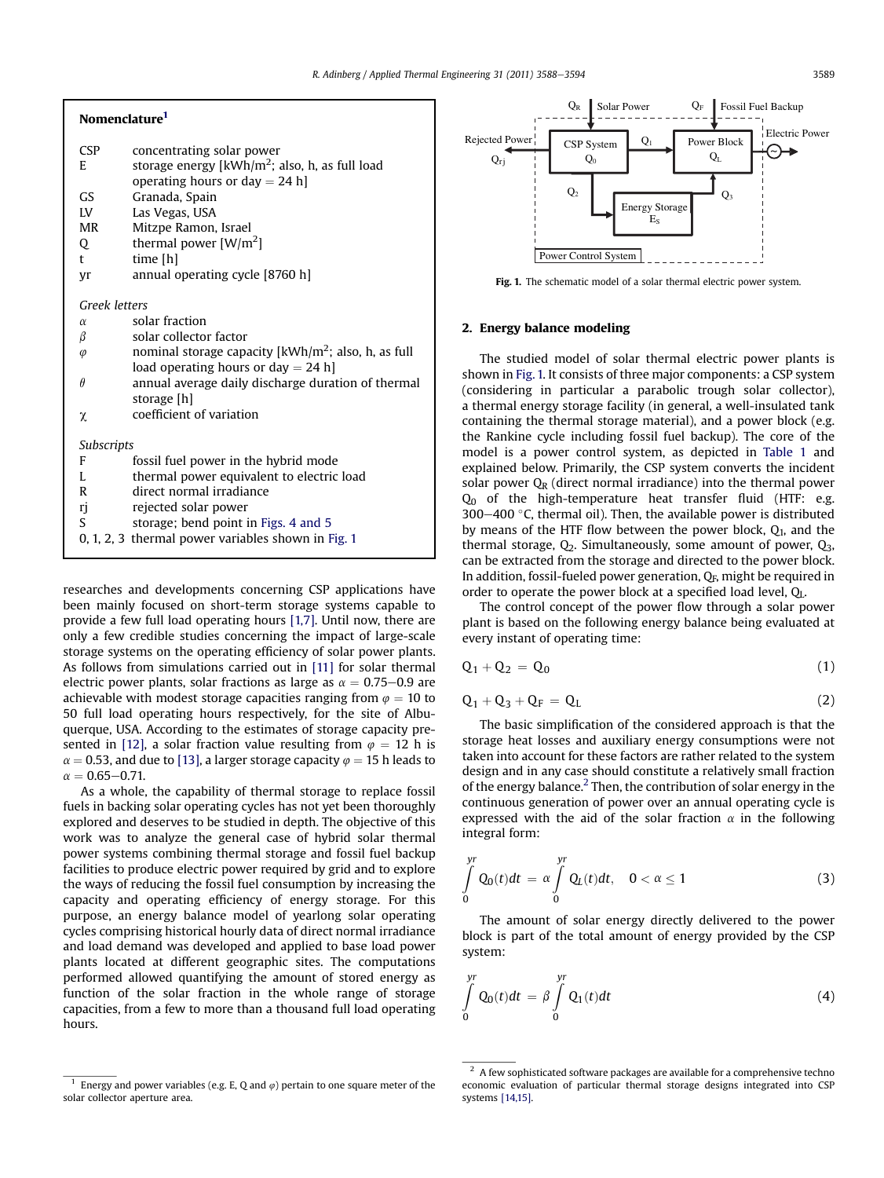## Nomenclature[1]

| | |
|---|---|
| CSP | concentrating solar power |
| E | storage energy [kWh/m$^2$; also, h, as full load operating hours or day = 24 h] |
| GS | Granada, Spain |
| LV | Las Vegas, USA |
| MR | Mitzpe Ramon, Israel |
| Q | thermal power [W/m$^2$] |
| t | time [h] |
| yr | annual operating cycle [8760 h] |

*Greek letters*

| | |
|---|---|
| $\alpha$ | solar fraction |
| $\beta$ | solar collector factor |
| $\varphi$ | nominal storage capacity [kWh/m$^2$; also, h, as full load operating hours or day = 24 h] |
| $\theta$ | annual average daily discharge duration of thermal storage [h] |
| $\chi$ | coefficient of variation |

*Subscripts*

| | |
|---|---|
| F | fossil fuel power in the hybrid mode |
| L | thermal power equivalent to electric load |
| R | direct normal irradiance |
| rj | rejected solar power |
| S | storage; bend point in Figs. 4 and 5 |
| 0, 1, 2, 3 | thermal power variables shown in Fig. 1 |

researches and developments concerning CSP applications have been mainly focused on short-term storage systems capable to provide a few full load operating hours [1,7]. Until now, there are only a few credible studies concerning the impact of large-scale storage systems on the operating efficiency of solar power plants. As follows from simulations carried out in [11] for solar thermal electric power plants, solar fractions as large as $\alpha = 0.75-0.9$ are achievable with modest storage capacities ranging from $\varphi = 10$ to 50 full load operating hours respectively, for the site of Albuquerque, USA. According to the estimates of storage capacity presented in [12], a solar fraction value resulting from $\varphi = 12$ h is $\alpha = 0.53$, and due to [13], a larger storage capacity $\varphi = 15$ h leads to $\alpha = 0.65-0.71$.

As a whole, the capability of thermal storage to replace fossil fuels in backing solar operating cycles has not yet been thoroughly explored and deserves to be studied in depth. The objective of this work was to analyze the general case of hybrid solar thermal power systems combining thermal storage and fossil fuel backup facilities to produce electric power required by grid and to explore the ways of reducing the fossil fuel consumption by increasing the capacity and operating efficiency of energy storage. For this purpose, an energy balance model of yearlong solar operating cycles comprising historical hourly data of direct normal irradiance and load demand was developed and applied to base load power plants located at different geographic sites. The computations performed allowed quantifying the amount of stored energy as function of the solar fraction in the whole range of storage capacities, from a few to more than a thousand full load operating hours.

[1] Energy and power variables (e.g. E, Q and $\varphi$) pertain to one square meter of the solar collector aperture area.

**Fig. 1.** The schematic model of a solar thermal electric power system.

## 2. Energy balance modeling

The studied model of solar thermal electric power plants is shown in Fig. 1. It consists of three major components: a CSP system (considering in particular a parabolic trough solar collector), a thermal energy storage facility (in general, a well-insulated tank containing the thermal storage material), and a power block (e.g. the Rankine cycle including fossil fuel backup). The core of the model is a power control system, as depicted in Table 1 and explained below. Primarily, the CSP system converts the incident solar power $Q_R$ (direct normal irradiance) into the thermal power $Q_0$ of the high-temperature heat transfer fluid (HTF: e.g. 300–400 °C, thermal oil). Then, the available power is distributed by means of the HTF flow between the power block, $Q_1$, and the thermal storage, $Q_2$. Simultaneously, some amount of power, $Q_3$, can be extracted from the storage and directed to the power block. In addition, fossil-fueled power generation, $Q_F$, might be required in order to operate the power block at a specified load level, $Q_L$.

The control concept of the power flow through a solar power plant is based on the following energy balance being evaluated at every instant of operating time:

$$Q_1 + Q_2 = Q_0 \tag{1}$$

$$Q_1 + Q_3 + Q_F = Q_L \tag{2}$$

The basic simplification of the considered approach is that the storage heat losses and auxiliary energy consumptions were not taken into account for these factors are rather related to the system design and in any case should constitute a relatively small fraction of the energy balance.[2] Then, the contribution of solar energy in the continuous generation of power over an annual operating cycle is expressed with the aid of the solar fraction $\alpha$ in the following integral form:

$$\int_0^{yr} Q_0(t)dt = \alpha \int_0^{yr} Q_L(t)dt, \quad 0 < \alpha \le 1 \tag{3}$$

The amount of solar energy directly delivered to the power block is part of the total amount of energy provided by the CSP system:

$$\int_0^{yr} Q_0(t)dt = \beta \int_0^{yr} Q_1(t)dt \tag{4}$$

[2] A few sophisticated software packages are available for a comprehensive techno economic evaluation of particular thermal storage designs integrated into CSP systems [14,15].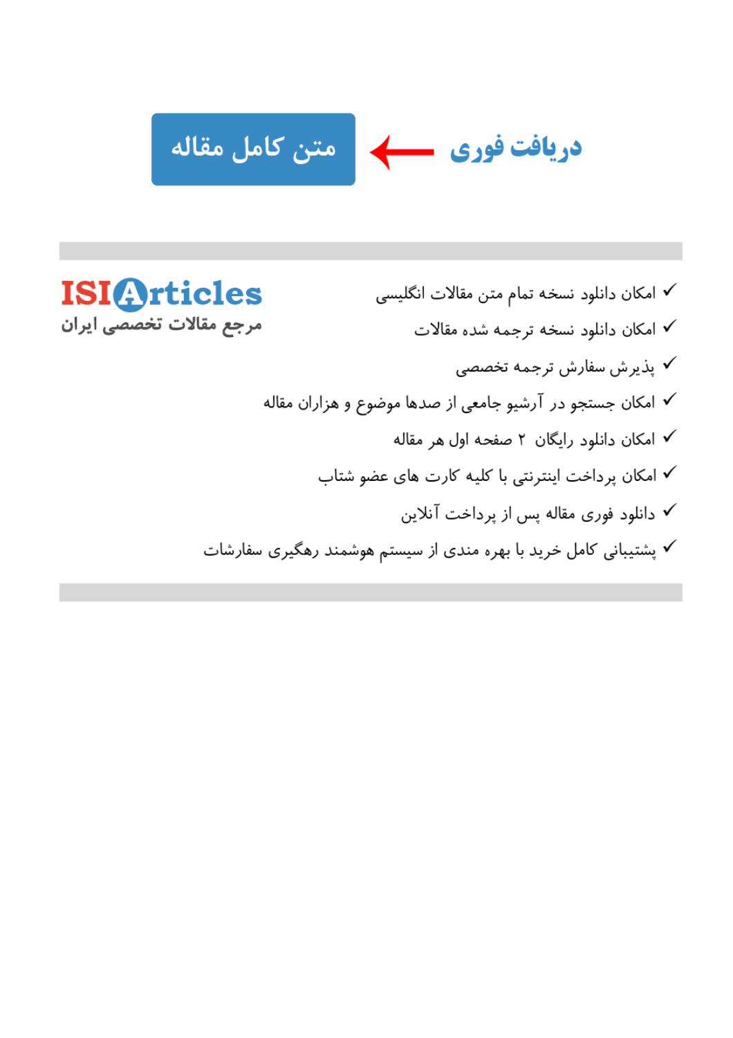دریافت فوری ← متن کامل مقاله

**ISIArticles**
مرجع مقالات تخصصی ایران

- ✓ امکان دانلود نسخه تمام متن مقالات انگلیسی
- ✓ امکان دانلود نسخه ترجمه شده مقالات
- ✓ پذیرش سفارش ترجمه تخصصی
- ✓ امکان جستجو در آرشیو جامعی از صدها موضوع و هزاران مقاله
- ✓ امکان دانلود رایگان ۲ صفحه اول هر مقاله
- ✓ امکان پرداخت اینترنتی با کلیه کارت های عضو شتاب
- ✓ دانلود فوری مقاله پس از پرداخت آنلاین
- ✓ پشتیبانی کامل خرید با بهره مندی از سیستم هوشمند رهگیری سفارشات